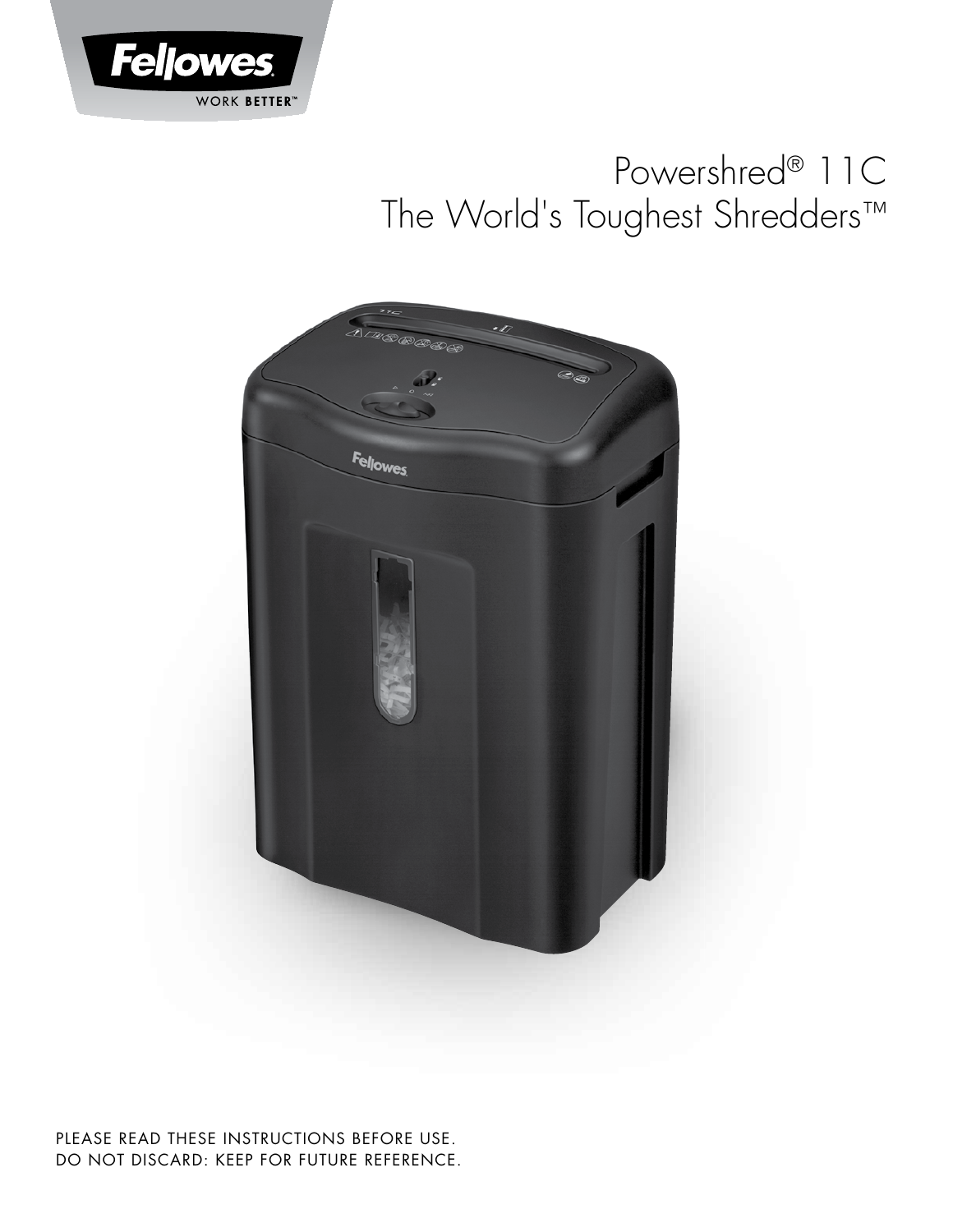Fellowes

WORK BETTER™

# Powershred® 11C
# The World's Toughest Shredders™

PLEASE READ THESE INSTRUCTIONS BEFORE USE.
DO NOT DISCARD: KEEP FOR FUTURE REFERENCE.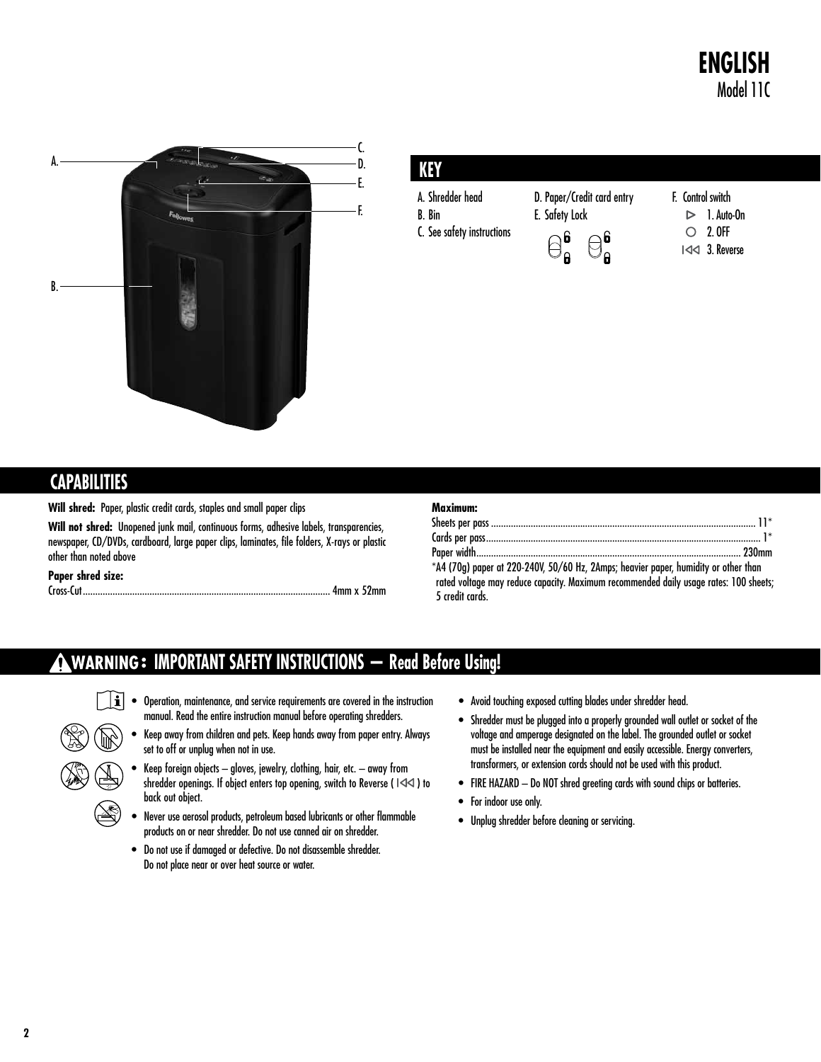# ENGLISH

Model 11C

## KEY

- A. Shredder head
- B. Bin
- C. See safety instructions
- D. Paper/Credit card entry
- E. Safety Lock
- F. Control switch
  - 1. Auto-On
  - 2. OFF
  - 3. Reverse

## CAPABILITIES

**Will shred:** Paper, plastic credit cards, staples and small paper clips

**Will not shred:** Unopened junk mail, continuous forms, adhesive labels, transparencies, newspaper, CD/DVDs, cardboard, large paper clips, laminates, file folders, X-rays or plastic other than noted above

**Paper shred size:**

Cross-Cut ........ 4mm x 52mm

**Maximum:**

Sheets per pass ........ 11*

Cards per pass ........ 1*

Paper width ........ 230mm

*A4 (70g) paper at 220-240V, 50/60 Hz, 2Amps; heavier paper, humidity or other than rated voltage may reduce capacity. Maximum recommended daily usage rates: 100 sheets; 5 credit cards.

## WARNING: IMPORTANT SAFETY INSTRUCTIONS — Read Before Using!

- Operation, maintenance, and service requirements are covered in the instruction manual. Read the entire instruction manual before operating shredders.
- Keep away from children and pets. Keep hands away from paper entry. Always set to off or unplug when not in use.
- Keep foreign objects – gloves, jewelry, clothing, hair, etc. – away from shredder openings. If object enters top opening, switch to Reverse ( |◁◁ ) to back out object.
- Never use aerosol products, petroleum based lubricants or other flammable products on or near shredder. Do not use canned air on shredder.
- Do not use if damaged or defective. Do not disassemble shredder. Do not place near or over heat source or water.
- Avoid touching exposed cutting blades under shredder head.
- Shredder must be plugged into a properly grounded wall outlet or socket of the voltage and amperage designated on the label. The grounded outlet or socket must be installed near the equipment and easily accessible. Energy converters, transformers, or extension cords should not be used with this product.
- FIRE HAZARD – Do NOT shred greeting cards with sound chips or batteries.
- For indoor use only.
- Unplug shredder before cleaning or servicing.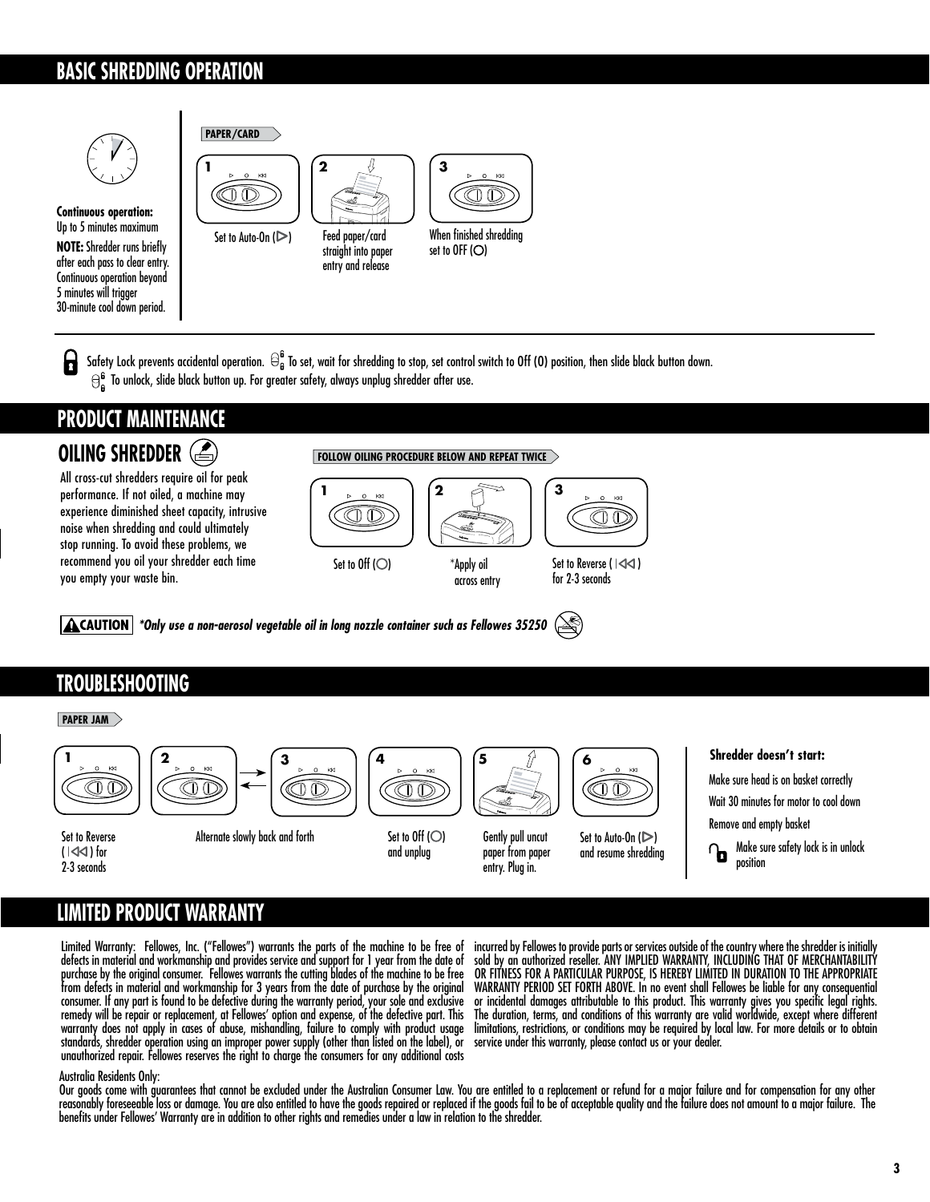## BASIC SHREDDING OPERATION

**Continuous operation:**
Up to 5 minutes maximum

**NOTE:** Shredder runs briefly after each pass to clear entry. Continuous operation beyond 5 minutes will trigger 30-minute cool down period.

**PAPER/CARD**

1. Set to Auto-On (▷)
2. Feed paper/card straight into paper entry and release
3. When finished shredding set to OFF (O)

Safety Lock prevents accidental operation. To set, wait for shredding to stop, set control switch to Off (O) position, then slide black button down. To unlock, slide black button up. For greater safety, always unplug shredder after use.

## PRODUCT MAINTENANCE

### OILING SHREDDER

All cross-cut shredders require oil for peak performance. If not oiled, a machine may experience diminished sheet capacity, intrusive noise when shredding and could ultimately stop running. To avoid these problems, we recommend you oil your shredder each time you empty your waste bin.

**FOLLOW OILING PROCEDURE BELOW AND REPEAT TWICE**

1. Set to Off (O)
2. *Apply oil across entry
3. Set to Reverse (|◁◁) for 2-3 seconds

**CAUTION** ***Only use a non-aerosol vegetable oil in long nozzle container such as Fellowes 35250***

## TROUBLESHOOTING

**PAPER JAM**

1. Set to Reverse (|◁◁) for 2-3 seconds
2. Alternate slowly back and forth
3. (Alternate slowly back and forth)
4. Set to Off (O) and unplug
5. Gently pull uncut paper from paper entry. Plug in.
6. Set to Auto-On (▷) and resume shredding

**Shredder doesn't start:**

Make sure head is on basket correctly

Wait 30 minutes for motor to cool down

Remove and empty basket

Make sure safety lock is in unlock position

## LIMITED PRODUCT WARRANTY

Limited Warranty: Fellowes, Inc. ("Fellowes") warrants the parts of the machine to be free of defects in material and workmanship and provides service and support for 1 year from the date of purchase by the original consumer. Fellowes warrants the cutting blades of the machine to be free from defects in material and workmanship for 3 years from the date of purchase by the original consumer. If any part is found to be defective during the warranty period, your sole and exclusive remedy will be repair or replacement, at Fellowes' option and expense, of the defective part. This warranty does not apply in cases of abuse, mishandling, failure to comply with product usage standards, shredder operation using an improper power supply (other than listed on the label), or unauthorized repair. Fellowes reserves the right to charge the consumers for any additional costs incurred by Fellowes to provide parts or services outside of the country where the shredder is initially sold by an authorized reseller. ANY IMPLIED WARRANTY, INCLUDING THAT OF MERCHANTABILITY OR FITNESS FOR A PARTICULAR PURPOSE, IS HEREBY LIMITED IN DURATION TO THE APPROPRIATE WARRANTY PERIOD SET FORTH ABOVE. In no event shall Fellowes be liable for any consequential or incidental damages attributable to this product. This warranty gives you specific legal rights. The duration, terms, and conditions of this warranty are valid worldwide, except where different limitations, restrictions, or conditions may be required by local law. For more details or to obtain service under this warranty, please contact us or your dealer.

Australia Residents Only:
Our goods come with guarantees that cannot be excluded under the Australian Consumer Law. You are entitled to a replacement or refund for a major failure and for compensation for any other reasonably foreseeable loss or damage. You are also entitled to have the goods repaired or replaced if the goods fail to be of acceptable quality and the failure does not amount to a major failure. The benefits under Fellowes' Warranty are in addition to other rights and remedies under a law in relation to the shredder.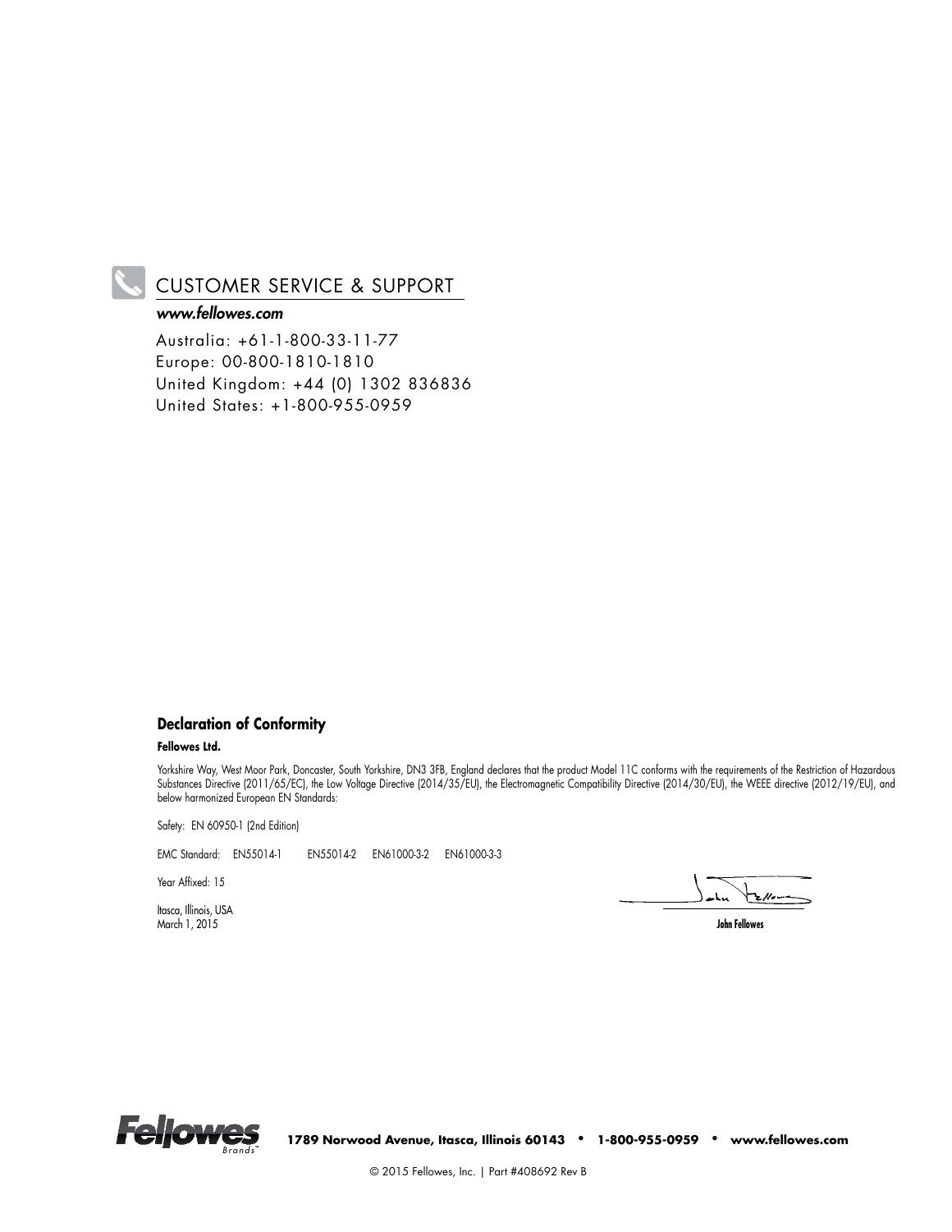## CUSTOMER SERVICE & SUPPORT

***www.fellowes.com***

Australia: +61-1-800-33-11-77
Europe: 00-800-1810-1810
United Kingdom: +44 (0) 1302 836836
United States: +1-800-955-0959

### Declaration of Conformity

**Fellowes Ltd.**

Yorkshire Way, West Moor Park, Doncaster, South Yorkshire, DN3 3FB, England declares that the product Model 11C conforms with the requirements of the Restriction of Hazardous Substances Directive (2011/65/EC), the Low Voltage Directive (2014/35/EU), the Electromagnetic Compatibility Directive (2014/30/EU), the WEEE directive (2012/19/EU), and below harmonized European EN Standards:

Safety: EN 60950-1 (2nd Edition)

EMC Standard: EN55014-1 EN55014-2 EN61000-3-2 EN61000-3-3

Year Affixed: 15

Itasca, Illinois, USA
March 1, 2015

**John Fellowes**

Fellowes Brands™ **1789 Norwood Avenue, Itasca, Illinois 60143 • 1-800-955-0959 • www.fellowes.com**

© 2015 Fellowes, Inc. | Part #408692 Rev B